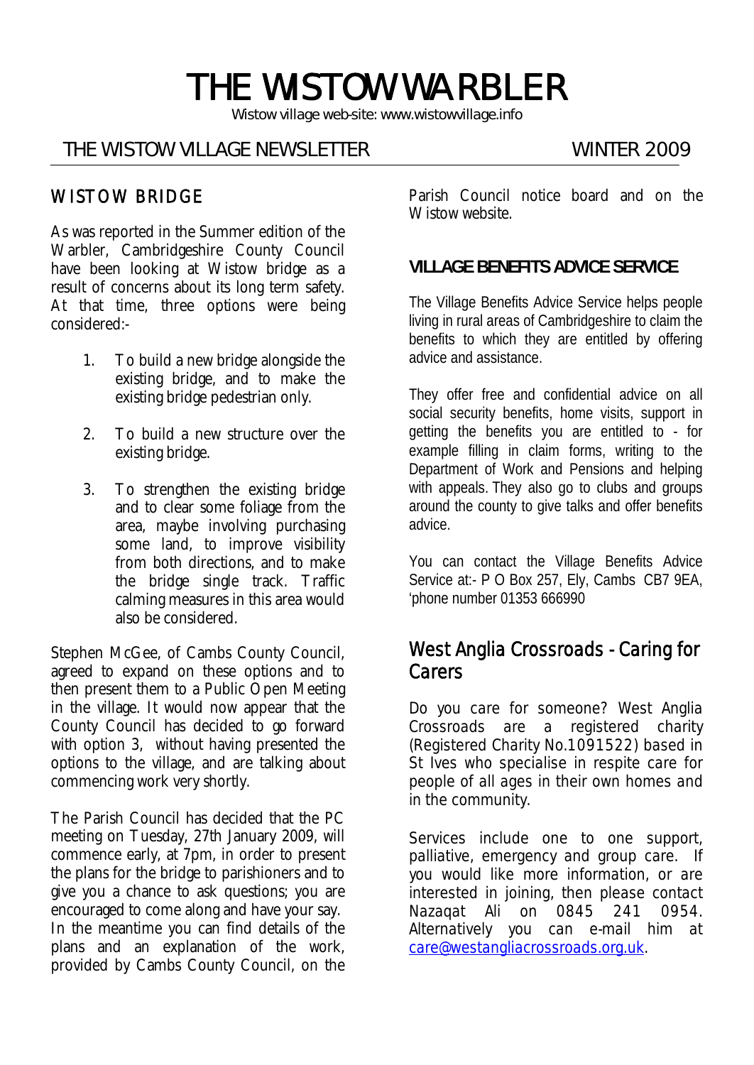# THE WISTOW WARBLER

Wistow village web-site: www.wistowvillage.info

THE WISTOW VILLAGE NEWSLETTER WINTER 2009

## WISTOW BRIDGE

As was reported in the Summer edition of the Warbler, Cambridgeshire County Council have been looking at Wistow bridge as a result of concerns about its long term safety. At that time, three options were being considered:-

1. To build a new bridge alongside the existing bridge, and to make the existing bridge pedestrian only.

2. To build a new structure over the existing bridge.

3. To strengthen the existing bridge and to clear some foliage from the area, maybe involving purchasing some land, to improve visibility from both directions, and to make the bridge single track. Traffic calming measures in this area would also be considered.

Stephen McGee, of Cambs County Council, agreed to expand on these options and to then present them to a Public Open Meeting in the village. It would now appear that the County Council has decided to go forward with option 3, without having presented the options to the village, and are talking about commencing work very shortly.

The Parish Council has decided that the PC meeting on Tuesday, 27th January 2009, will commence early, at 7pm, in order to present the plans for the bridge to parishioners and to give you a chance to ask questions; you are encouraged to come along and have your say. In the meantime you can find details of the plans and an explanation of the work, provided by Cambs County Council, on the Parish Council notice board and on the Wistow website.

### VILLAGE BENEFITS ADVICE SERVICE

The Village Benefits Advice Service helps people living in rural areas of Cambridgeshire to claim the benefits to which they are entitled by offering advice and assistance.

They offer free and confidential advice on all social security benefits, home visits, support in getting the benefits you are entitled to - for example filling in claim forms, writing to the Department of Work and Pensions and helping with appeals. They also go to clubs and groups around the county to give talks and offer benefits advice.

You can contact the Village Benefits Advice Service at:- P O Box 257, Ely, Cambs CB7 9EA, 'phone number 01353 666990

## West Anglia Crossroads - Caring for Carers

Do you care for someone? West Anglia Crossroads are a registered charity (Registered Charity No.1091522) based in St Ives who specialise in respite care for people of all ages in their own homes and in the community.

Services include one to one support, palliative, emergency and group care. If you would like more information, or are interested in joining, then please contact Nazaqat Ali on 0845 241 0954. Alternatively you can e-mail him at care@westangliacrossroads.org.uk.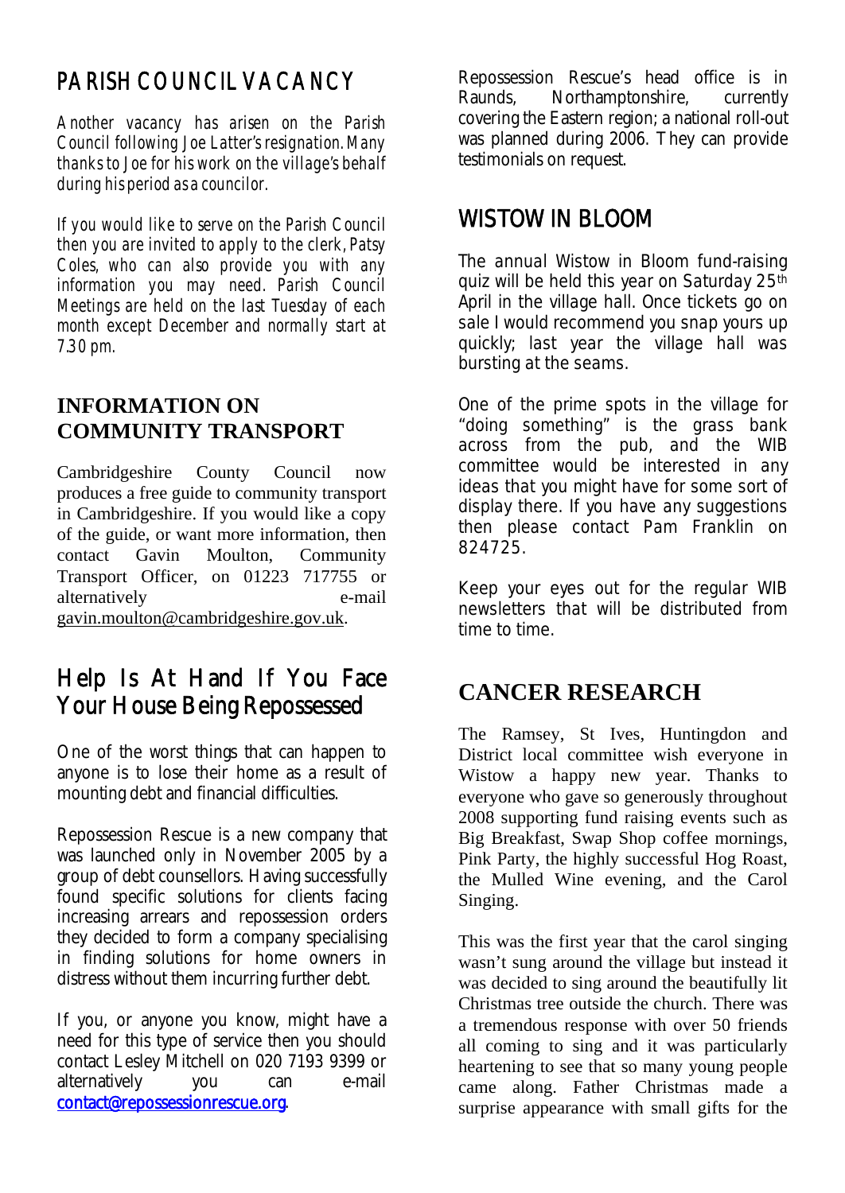## PARISH COUNCIL VACANCY

*Another vacancy has arisen on the Parish Council following Joe Latter's resignation. Many thanks to Joe for his work on the village's behalf during his period as a councilor.*

*If you would like to serve on the Parish Council then you are invited to apply to the clerk, Patsy Coles, who can also provide you with any information you may need. Parish Council Meetings are held on the last Tuesday of each month except December and normally start at 7.30 pm.*

## INFORMATION ON COMMUNITY TRANSPORT

Cambridgeshire County Council now produces a free guide to community transport in Cambridgeshire. If you would like a copy of the guide, or want more information, then contact Gavin Moulton, Community Transport Officer, on 01223 717755 or alternatively e-mail gavin.moulton@cambridgeshire.gov.uk.

## Help Is At Hand If You Face Your House Being Repossessed

One of the worst things that can happen to anyone is to lose their home as a result of mounting debt and financial difficulties.

Repossession Rescue is a new company that was launched only in November 2005 by a group of debt counsellors. Having successfully found specific solutions for clients facing increasing arrears and repossession orders they decided to form a company specialising in finding solutions for home owners in distress without them incurring further debt.

If you, or anyone you know, might have a need for this type of service then you should contact Lesley Mitchell on 020 7193 9399 or alternatively you can e-mail contact@repossessionrescue.org.

Repossession Rescue's head office is in Raunds, Northamptonshire, currently covering the Eastern region; a national roll-out was planned during 2006. They can provide testimonials on request.

## WISTOW IN BLOOM

The annual Wistow in Bloom fund-raising quiz will be held this year on Saturday 25th April in the village hall. Once tickets go on sale I would recommend you snap yours up quickly; last year the village hall was bursting at the seams.

One of the prime spots in the village for "doing something" is the grass bank across from the pub, and the WIB committee would be interested in any ideas that you might have for some sort of display there. If you have any suggestions then please contact Pam Franklin on 824725.

Keep your eyes out for the regular WIB newsletters that will be distributed from time to time.

## CANCER RESEARCH

The Ramsey, St Ives, Huntingdon and District local committee wish everyone in Wistow a happy new year. Thanks to everyone who gave so generously throughout 2008 supporting fund raising events such as Big Breakfast, Swap Shop coffee mornings, Pink Party, the highly successful Hog Roast, the Mulled Wine evening, and the Carol Singing.

This was the first year that the carol singing wasn't sung around the village but instead it was decided to sing around the beautifully lit Christmas tree outside the church. There was a tremendous response with over 50 friends all coming to sing and it was particularly heartening to see that so many young people came along. Father Christmas made a surprise appearance with small gifts for the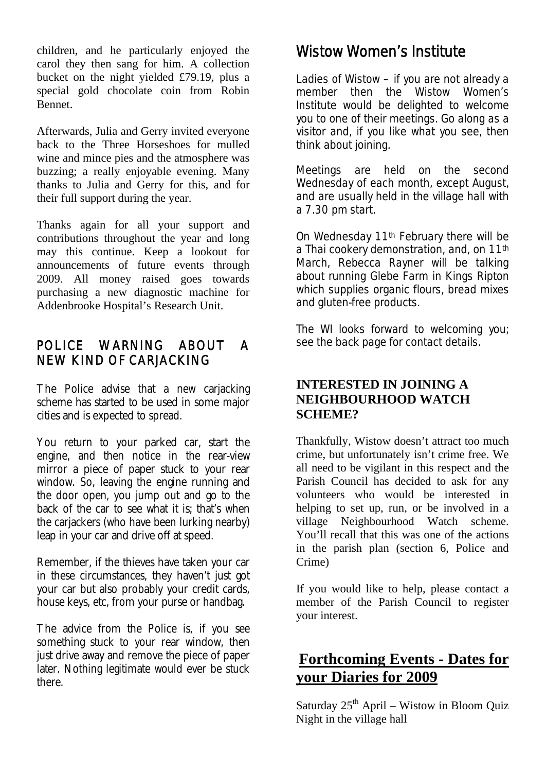children, and he particularly enjoyed the carol they then sang for him. A collection bucket on the night yielded £79.19, plus a special gold chocolate coin from Robin Bennet.

Afterwards, Julia and Gerry invited everyone back to the Three Horseshoes for mulled wine and mince pies and the atmosphere was buzzing; a really enjoyable evening. Many thanks to Julia and Gerry for this, and for their full support during the year.

Thanks again for all your support and contributions throughout the year and long may this continue. Keep a lookout for announcements of future events through 2009. All money raised goes towards purchasing a new diagnostic machine for Addenbrooke Hospital's Research Unit.

## POLICE WARNING ABOUT A NEW KIND OF CARJACKING

The Police advise that a new carjacking scheme has started to be used in some major cities and is expected to spread.

You return to your parked car, start the engine, and then notice in the rear-view mirror a piece of paper stuck to your rear window. So, leaving the engine running and the door open, you jump out and go to the back of the car to see what it is; that's when the carjackers (who have been lurking nearby) leap in your car and drive off at speed.

Remember, if the thieves have taken your car in these circumstances, they haven't just got your car but also probably your credit cards, house keys, etc, from your purse or handbag.

The advice from the Police is, if you see something stuck to your rear window, then just drive away and remove the piece of paper later. Nothing legitimate would ever be stuck there.

## Wistow Women's Institute

Ladies of Wistow – if you are not already a member then the Wistow Women's Institute would be delighted to welcome you to one of their meetings. Go along as a visitor and, if you like what you see, then think about joining.

Meetings are held on the second Wednesday of each month, except August, and are usually held in the village hall with a 7.30 pm start.

On Wednesday 11th February there will be a Thai cookery demonstration, and, on 11th March, Rebecca Rayner will be talking about running Glebe Farm in Kings Ripton which supplies organic flours, bread mixes and gluten-free products.

The WI looks forward to welcoming you; see the back page for contact details.

### INTERESTED IN JOINING A NEIGHBOURHOOD WATCH SCHEME?

Thankfully, Wistow doesn't attract too much crime, but unfortunately isn't crime free. We all need to be vigilant in this respect and the Parish Council has decided to ask for any volunteers who would be interested in helping to set up, run, or be involved in a village Neighbourhood Watch scheme. You'll recall that this was one of the actions in the parish plan (section 6, Police and Crime)

If you would like to help, please contact a member of the Parish Council to register your interest.

## Forthcoming Events - Dates for your Diaries for 2009

Saturday 25th April – Wistow in Bloom Quiz Night in the village hall